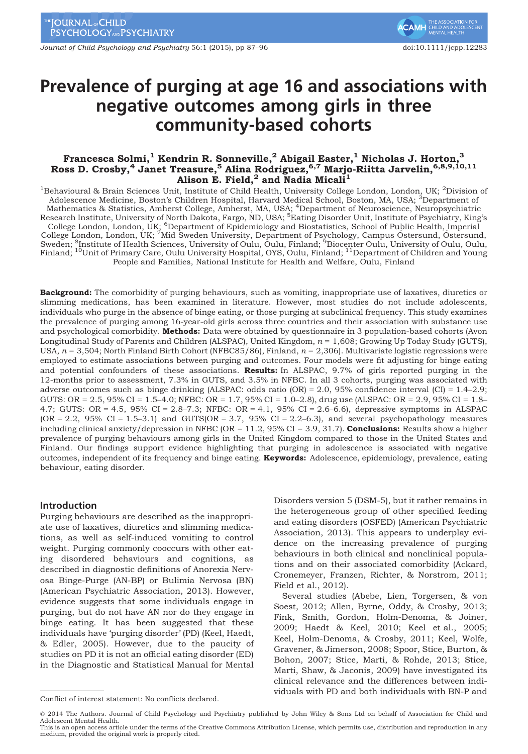# Prevalence of purging at age 16 and associations with negative outcomes among girls in three community-based cohorts

**Francesca Solmi,[1] Kendrin R. Sonneville,[2] Abigail Easter,[1] Nicholas J. Horton,[3] Ross D. Crosby,[4] Janet Treasure,[5] Alina Rodriguez,[6,7] Marjo-Riitta Jarvelin,[6,8,9,10,11] Alison E. Field,[2] and Nadia Micali[1]**

[1]Behavioural & Brain Sciences Unit, Institute of Child Health, University College London, London, UK; [2]Division of Adolescence Medicine, Boston's Children Hospital, Harvard Medical School, Boston, MA, USA; [3]Department of Mathematics & Statistics, Amherst College, Amherst, MA, USA; [4]Department of Neuroscience, Neuropsychiatric Research Institute, University of North Dakota, Fargo, ND, USA; [5]Eating Disorder Unit, Institute of Psychiatry, King's College London, London, UK; [6]Department of Epidemiology and Biostatistics, School of Public Health, Imperial College London, London, UK; [7]Mid Sweden University, Department of Psychology, Campus Östersund, Östersund, Sweden; [8]Institute of Health Sciences, University of Oulu, Oulu, Finland; [9]Biocenter Oulu, University of Oulu, Oulu, Finland; [10]Unit of Primary Care, Oulu University Hospital, OYS, Oulu, Finland; [11]Department of Children and Young People and Families, National Institute for Health and Welfare, Oulu, Finland

**Background:** The comorbidity of purging behaviours, such as vomiting, inappropriate use of laxatives, diuretics or slimming medications, has been examined in literature. However, most studies do not include adolescents, individuals who purge in the absence of binge eating, or those purging at subclinical frequency. This study examines the prevalence of purging among 16-year-old girls across three countries and their association with substance use and psychological comorbidity. **Methods:** Data were obtained by questionnaire in 3 population-based cohorts (Avon Longitudinal Study of Parents and Children (ALSPAC), United Kingdom, $n = 1{,}608$; Growing Up Today Study (GUTS), USA, $n = 3{,}504$; North Finland Birth Cohort (NFBC85/86), Finland, $n = 2{,}306$). Multivariate logistic regressions were employed to estimate associations between purging and outcomes. Four models were fit adjusting for binge eating and potential confounders of these associations. **Results:** In ALSPAC, 9.7% of girls reported purging in the 12-months prior to assessment, 7.3% in GUTS, and 3.5% in NFBC. In all 3 cohorts, purging was associated with adverse outcomes such as binge drinking (ALSPAC: odds ratio (OR) = 2.0, 95% confidence interval (CI) = 1.4–2.9; GUTS: OR = 2.5, 95% CI = 1.5–4.0; NFBC: OR = 1.7, 95% CI = 1.0–2.8), drug use (ALSPAC: OR = 2.9, 95% CI = 1.8–4.7; GUTS: OR = 4.5, 95% CI = 2.8–7.3; NFBC: OR = 4.1, 95% CI = 2.6–6.6), depressive symptoms in ALSPAC (OR = 2.2, 95% CI = 1.5–3.1) and GUTS(OR = 3.7, 95% CI = 2.2–6.3), and several psychopathology measures including clinical anxiety/depression in NFBC (OR = 11.2, 95% CI = 3.9, 31.7). **Conclusions:** Results show a higher prevalence of purging behaviours among girls in the United Kingdom compared to those in the United States and Finland. Our findings support evidence highlighting that purging in adolescence is associated with negative outcomes, independent of its frequency and binge eating. **Keywords:** Adolescence, epidemiology, prevalence, eating behaviour, eating disorder.

## Introduction

Purging behaviours are described as the inappropriate use of laxatives, diuretics and slimming medications, as well as self-induced vomiting to control weight. Purging commonly cooccurs with other eating disordered behaviours and cognitions, as described in diagnostic definitions of Anorexia Nervosa Binge-Purge (AN-BP) or Bulimia Nervosa (BN) (American Psychiatric Association, 2013). However, evidence suggests that some individuals engage in purging, but do not have AN nor do they engage in binge eating. It has been suggested that these individuals have 'purging disorder' (PD) (Keel, Haedt, & Edler, 2005). However, due to the paucity of studies on PD it is not an official eating disorder (ED) in the Diagnostic and Statistical Manual for Mental Disorders version 5 (DSM-5), but it rather remains in the heterogeneous group of other specified feeding and eating disorders (OSFED) (American Psychiatric Association, 2013). This appears to underplay evidence on the increasing prevalence of purging behaviours in both clinical and nonclinical populations and on their associated comorbidity (Ackard, Cronemeyer, Franzen, Richter, & Norstrom, 2011; Field et al., 2012).

Several studies (Abebe, Lien, Torgersen, & von Soest, 2012; Allen, Byrne, Oddy, & Crosby, 2013; Fink, Smith, Gordon, Holm-Denoma, & Joiner, 2009; Haedt & Keel, 2010; Keel et al., 2005; Keel, Holm-Denoma, & Crosby, 2011; Keel, Wolfe, Gravener, & Jimerson, 2008; Spoor, Stice, Burton, & Bohon, 2007; Stice, Marti, & Rohde, 2013; Stice, Marti, Shaw, & Jaconis, 2009) have investigated its clinical relevance and the differences between individuals with PD and both individuals with BN-P and

Conflict of interest statement: No conflicts declared.

© 2014 The Authors. Journal of Child Psychology and Psychiatry published by John Wiley & Sons Ltd on behalf of Association for Child and Adolescent Mental Health.
This is an open access article under the terms of the Creative Commons Attribution License, which permits use, distribution and reproduction in any medium, provided the original work is properly cited.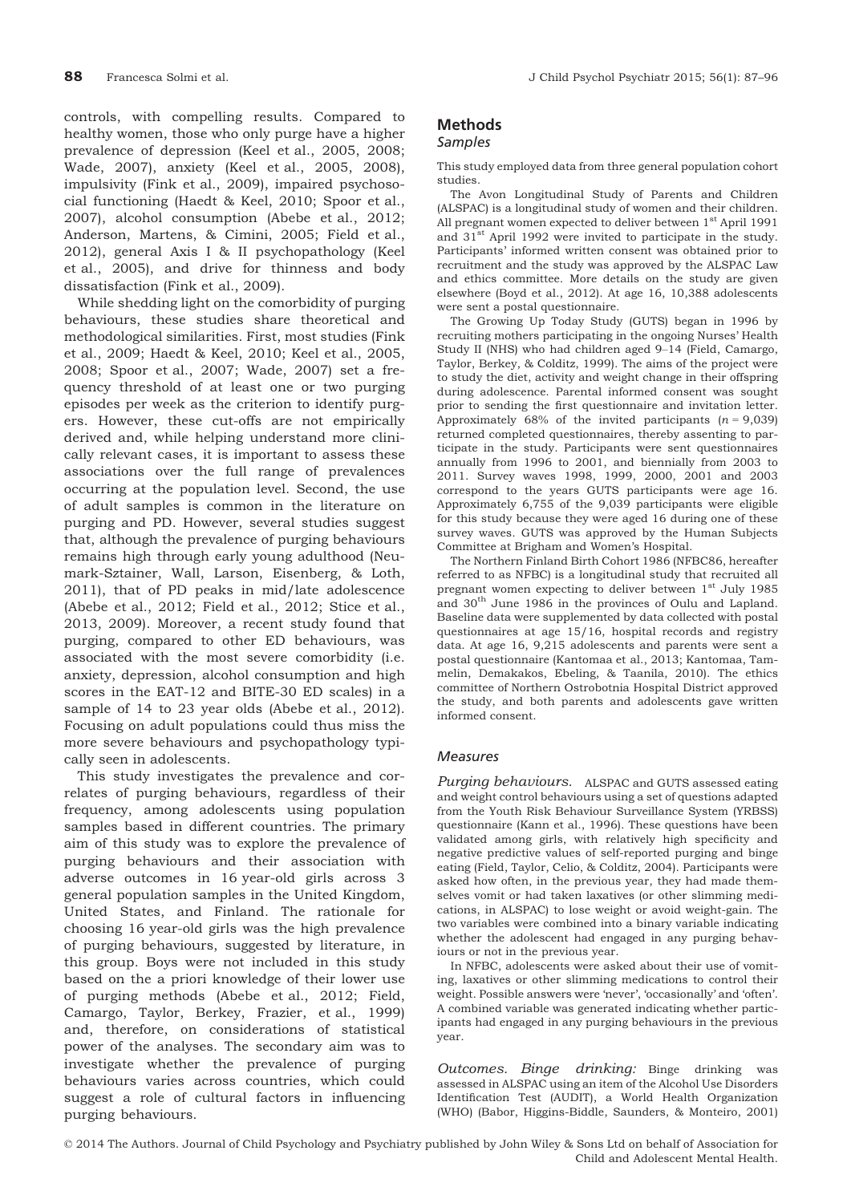controls, with compelling results. Compared to healthy women, those who only purge have a higher prevalence of depression (Keel et al., 2005, 2008; Wade, 2007), anxiety (Keel et al., 2005, 2008), impulsivity (Fink et al., 2009), impaired psychosocial functioning (Haedt & Keel, 2010; Spoor et al., 2007), alcohol consumption (Abebe et al., 2012; Anderson, Martens, & Cimini, 2005; Field et al., 2012), general Axis I & II psychopathology (Keel et al., 2005), and drive for thinness and body dissatisfaction (Fink et al., 2009).

While shedding light on the comorbidity of purging behaviours, these studies share theoretical and methodological similarities. First, most studies (Fink et al., 2009; Haedt & Keel, 2010; Keel et al., 2005, 2008; Spoor et al., 2007; Wade, 2007) set a frequency threshold of at least one or two purging episodes per week as the criterion to identify purgers. However, these cut-offs are not empirically derived and, while helping understand more clinically relevant cases, it is important to assess these associations over the full range of prevalences occurring at the population level. Second, the use of adult samples is common in the literature on purging and PD. However, several studies suggest that, although the prevalence of purging behaviours remains high through early young adulthood (Neumark-Sztainer, Wall, Larson, Eisenberg, & Loth, 2011), that of PD peaks in mid/late adolescence (Abebe et al., 2012; Field et al., 2012; Stice et al., 2013, 2009). Moreover, a recent study found that purging, compared to other ED behaviours, was associated with the most severe comorbidity (i.e. anxiety, depression, alcohol consumption and high scores in the EAT-12 and BITE-30 ED scales) in a sample of 14 to 23 year olds (Abebe et al., 2012). Focusing on adult populations could thus miss the more severe behaviours and psychopathology typically seen in adolescents.

This study investigates the prevalence and correlates of purging behaviours, regardless of their frequency, among adolescents using population samples based in different countries. The primary aim of this study was to explore the prevalence of purging behaviours and their association with adverse outcomes in 16 year-old girls across 3 general population samples in the United Kingdom, United States, and Finland. The rationale for choosing 16 year-old girls was the high prevalence of purging behaviours, suggested by literature, in this group. Boys were not included in this study based on the a priori knowledge of their lower use of purging methods (Abebe et al., 2012; Field, Camargo, Taylor, Berkey, Frazier, et al., 1999) and, therefore, on considerations of statistical power of the analyses. The secondary aim was to investigate whether the prevalence of purging behaviours varies across countries, which could suggest a role of cultural factors in influencing purging behaviours.

## Methods

### Samples

This study employed data from three general population cohort studies.

The Avon Longitudinal Study of Parents and Children (ALSPAC) is a longitudinal study of women and their children. All pregnant women expected to deliver between 1st April 1991 and 31st April 1992 were invited to participate in the study. Participants' informed written consent was obtained prior to recruitment and the study was approved by the ALSPAC Law and ethics committee. More details on the study are given elsewhere (Boyd et al., 2012). At age 16, 10,388 adolescents were sent a postal questionnaire.

The Growing Up Today Study (GUTS) began in 1996 by recruiting mothers participating in the ongoing Nurses' Health Study II (NHS) who had children aged 9–14 (Field, Camargo, Taylor, Berkey, & Colditz, 1999). The aims of the project were to study the diet, activity and weight change in their offspring during adolescence. Parental informed consent was sought prior to sending the first questionnaire and invitation letter. Approximately 68% of the invited participants ($n = 9{,}039$) returned completed questionnaires, thereby assenting to participate in the study. Participants were sent questionnaires annually from 1996 to 2001, and biennially from 2003 to 2011. Survey waves 1998, 1999, 2000, 2001 and 2003 correspond to the years GUTS participants were age 16. Approximately 6,755 of the 9,039 participants were eligible for this study because they were aged 16 during one of these survey waves. GUTS was approved by the Human Subjects Committee at Brigham and Women's Hospital.

The Northern Finland Birth Cohort 1986 (NFBC86, hereafter referred to as NFBC) is a longitudinal study that recruited all pregnant women expecting to deliver between 1st July 1985 and 30th June 1986 in the provinces of Oulu and Lapland. Baseline data were supplemented by data collected with postal questionnaires at age 15/16, hospital records and registry data. At age 16, 9,215 adolescents and parents were sent a postal questionnaire (Kantomaa et al., 2013; Kantomaa, Tammelin, Demakakos, Ebeling, & Taanila, 2010). The ethics committee of Northern Ostrobothnia Hospital District approved the study, and both parents and adolescents gave written informed consent.

### Measures

*Purging behaviours.* ALSPAC and GUTS assessed eating and weight control behaviours using a set of questions adapted from the Youth Risk Behaviour Surveillance System (YRBSS) questionnaire (Kann et al., 1996). These questions have been validated among girls, with relatively high specificity and negative predictive values of self-reported purging and binge eating (Field, Taylor, Celio, & Colditz, 2004). Participants were asked how often, in the previous year, they had made themselves vomit or had taken laxatives (or other slimming medications, in ALSPAC) to lose weight or avoid weight-gain. The two variables were combined into a binary variable indicating whether the adolescent had engaged in any purging behaviours or not in the previous year.

In NFBC, adolescents were asked about their use of vomiting, laxatives or other slimming medications to control their weight. Possible answers were 'never', 'occasionally' and 'often'. A combined variable was generated indicating whether participants had engaged in any purging behaviours in the previous year.

*Outcomes. Binge drinking:* Binge drinking was assessed in ALSPAC using an item of the Alcohol Use Disorders Identification Test (AUDIT), a World Health Organization (WHO) (Babor, Higgins-Biddle, Saunders, & Monteiro, 2001)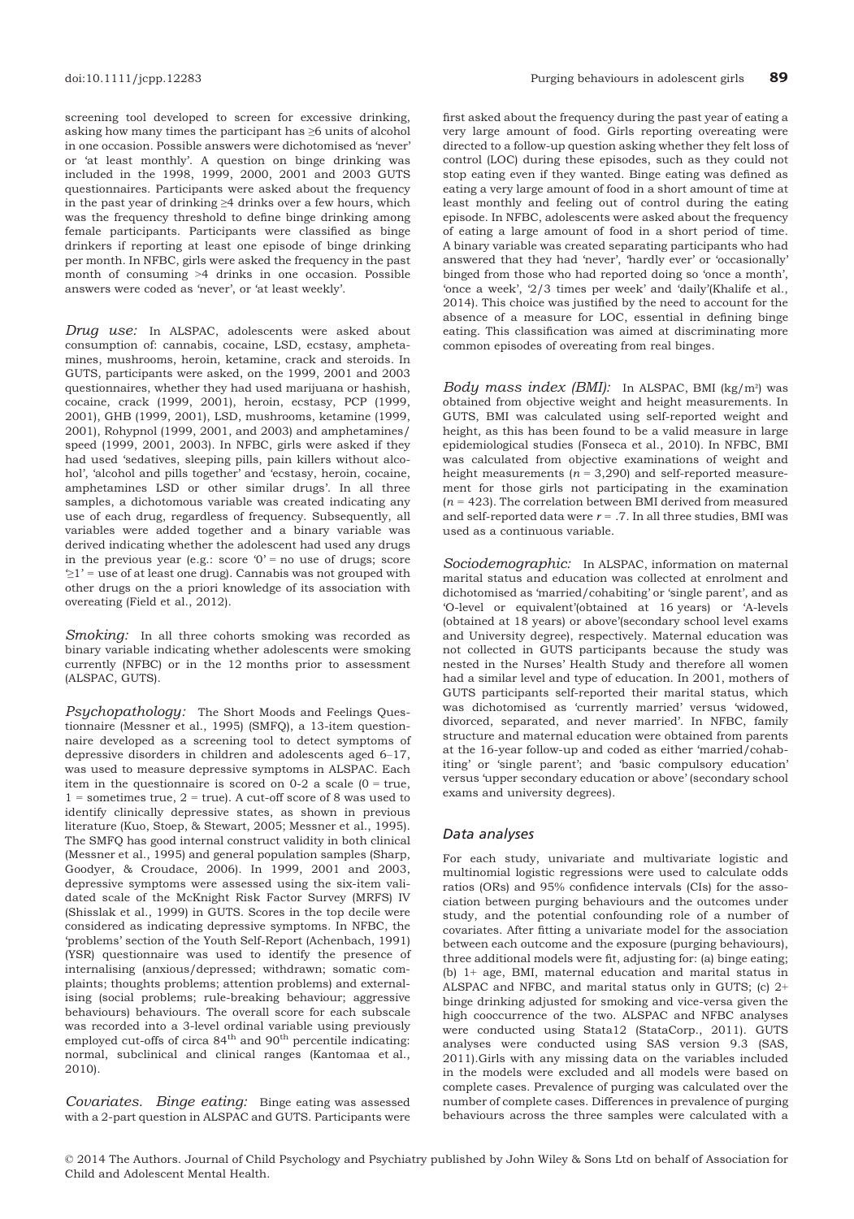screening tool developed to screen for excessive drinking, asking how many times the participant has ≥6 units of alcohol in one occasion. Possible answers were dichotomised as 'never' or 'at least monthly'. A question on binge drinking was included in the 1998, 1999, 2000, 2001 and 2003 GUTS questionnaires. Participants were asked about the frequency in the past year of drinking ≥4 drinks over a few hours, which was the frequency threshold to define binge drinking among female participants. Participants were classified as binge drinkers if reporting at least one episode of binge drinking per month. In NFBC, girls were asked the frequency in the past month of consuming >4 drinks in one occasion. Possible answers were coded as 'never', or 'at least weekly'.

*Drug use:* In ALSPAC, adolescents were asked about consumption of: cannabis, cocaine, LSD, ecstasy, amphetamines, mushrooms, heroin, ketamine, crack and steroids. In GUTS, participants were asked, on the 1999, 2001 and 2003 questionnaires, whether they had used marijuana or hashish, cocaine, crack (1999, 2001), heroin, ecstasy, PCP (1999, 2001), GHB (1999, 2001), LSD, mushrooms, ketamine (1999, 2001), Rohypnol (1999, 2001, and 2003) and amphetamines/speed (1999, 2001, 2003). In NFBC, girls were asked if they had used 'sedatives, sleeping pills, pain killers without alcohol', 'alcohol and pills together' and 'ecstasy, heroin, cocaine, amphetamines LSD or other similar drugs'. In all three samples, a dichotomous variable was created indicating any use of each drug, regardless of frequency. Subsequently, all variables were added together and a binary variable was derived indicating whether the adolescent had used any drugs in the previous year (e.g.: score '0' = no use of drugs; score '≥1' = use of at least one drug). Cannabis was not grouped with other drugs on the a priori knowledge of its association with overeating (Field et al., 2012).

*Smoking:* In all three cohorts smoking was recorded as binary variable indicating whether adolescents were smoking currently (NFBC) or in the 12 months prior to assessment (ALSPAC, GUTS).

*Psychopathology:* The Short Moods and Feelings Questionnaire (Messner et al., 1995) (SMFQ), a 13-item questionnaire developed as a screening tool to detect symptoms of depressive disorders in children and adolescents aged 6–17, was used to measure depressive symptoms in ALSPAC. Each item in the questionnaire is scored on 0-2 a scale (0 = true, 1 = sometimes true, 2 = true). A cut-off score of 8 was used to identify clinically depressive states, as shown in previous literature (Kuo, Stoep, & Stewart, 2005; Messner et al., 1995). The SMFQ has good internal construct validity in both clinical (Messner et al., 1995) and general population samples (Sharp, Goodyer, & Croudace, 2006). In 1999, 2001 and 2003, depressive symptoms were assessed using the six-item validated scale of the McKnight Risk Factor Survey (MRFS) IV (Shisslak et al., 1999) in GUTS. Scores in the top decile were considered as indicating depressive symptoms. In NFBC, the 'problems' section of the Youth Self-Report (Achenbach, 1991) (YSR) questionnaire was used to identify the presence of internalising (anxious/depressed; withdrawn; somatic complaints; thoughts problems; attention problems) and externalising (social problems; rule-breaking behaviour; aggressive behaviours) behaviours. The overall score for each subscale was recorded into a 3-level ordinal variable using previously employed cut-offs of circa 84$^{th}$ and 90$^{th}$ percentile indicating: normal, subclinical and clinical ranges (Kantomaa et al., 2010).

*Covariates. Binge eating:* Binge eating was assessed with a 2-part question in ALSPAC and GUTS. Participants were first asked about the frequency during the past year of eating a very large amount of food. Girls reporting overeating were directed to a follow-up question asking whether they felt loss of control (LOC) during these episodes, such as they could not stop eating even if they wanted. Binge eating was defined as eating a very large amount of food in a short amount of time at least monthly and feeling out of control during the eating episode. In NFBC, adolescents were asked about the frequency of eating a large amount of food in a short period of time. A binary variable was created separating participants who had answered that they had 'never', 'hardly ever' or 'occasionally' binged from those who had reported doing so 'once a month', 'once a week', '2/3 times per week' and 'daily'(Khalife et al., 2014). This choice was justified by the need to account for the absence of a measure for LOC, essential in defining binge eating. This classification was aimed at discriminating more common episodes of overeating from real binges.

*Body mass index (BMI):* In ALSPAC, BMI (kg/m$^2$) was obtained from objective weight and height measurements. In GUTS, BMI was calculated using self-reported weight and height, as this has been found to be a valid measure in large epidemiological studies (Fonseca et al., 2010). In NFBC, BMI was calculated from objective examinations of weight and height measurements ($n$ = 3,290) and self-reported measurement for those girls not participating in the examination ($n$ = 423). The correlation between BMI derived from measured and self-reported data were $r$ = .7. In all three studies, BMI was used as a continuous variable.

*Sociodemographic:* In ALSPAC, information on maternal marital status and education was collected at enrolment and dichotomised as 'married/cohabiting' or 'single parent', and as 'O-level or equivalent'(obtained at 16 years) or 'A-levels (obtained at 18 years) or above'(secondary school level exams and University degree), respectively. Maternal education was not collected in GUTS participants because the study was nested in the Nurses' Health Study and therefore all women had a similar level and type of education. In 2001, mothers of GUTS participants self-reported their marital status, which was dichotomised as 'currently married' versus 'widowed, divorced, separated, and never married'. In NFBC, family structure and maternal education were obtained from parents at the 16-year follow-up and coded as either 'married/cohabiting' or 'single parent'; and 'basic compulsory education' versus 'upper secondary education or above' (secondary school exams and university degrees).

## Data analyses

For each study, univariate and multivariate logistic and multinomial logistic regressions were used to calculate odds ratios (ORs) and 95% confidence intervals (CIs) for the association between purging behaviours and the outcomes under study, and the potential confounding role of a number of covariates. After fitting a univariate model for the association between each outcome and the exposure (purging behaviours), three additional models were fit, adjusting for: (a) binge eating; (b) 1+ age, BMI, maternal education and marital status in ALSPAC and NFBC, and marital status only in GUTS; (c) 2+ binge drinking adjusted for smoking and vice-versa given the high cooccurrence of the two. ALSPAC and NFBC analyses were conducted using Stata12 (StataCorp., 2011). GUTS analyses were conducted using SAS version 9.3 (SAS, 2011).Girls with any missing data on the variables included in the models were excluded and all models were based on complete cases. Prevalence of purging was calculated over the number of complete cases. Differences in prevalence of purging behaviours across the three samples were calculated with a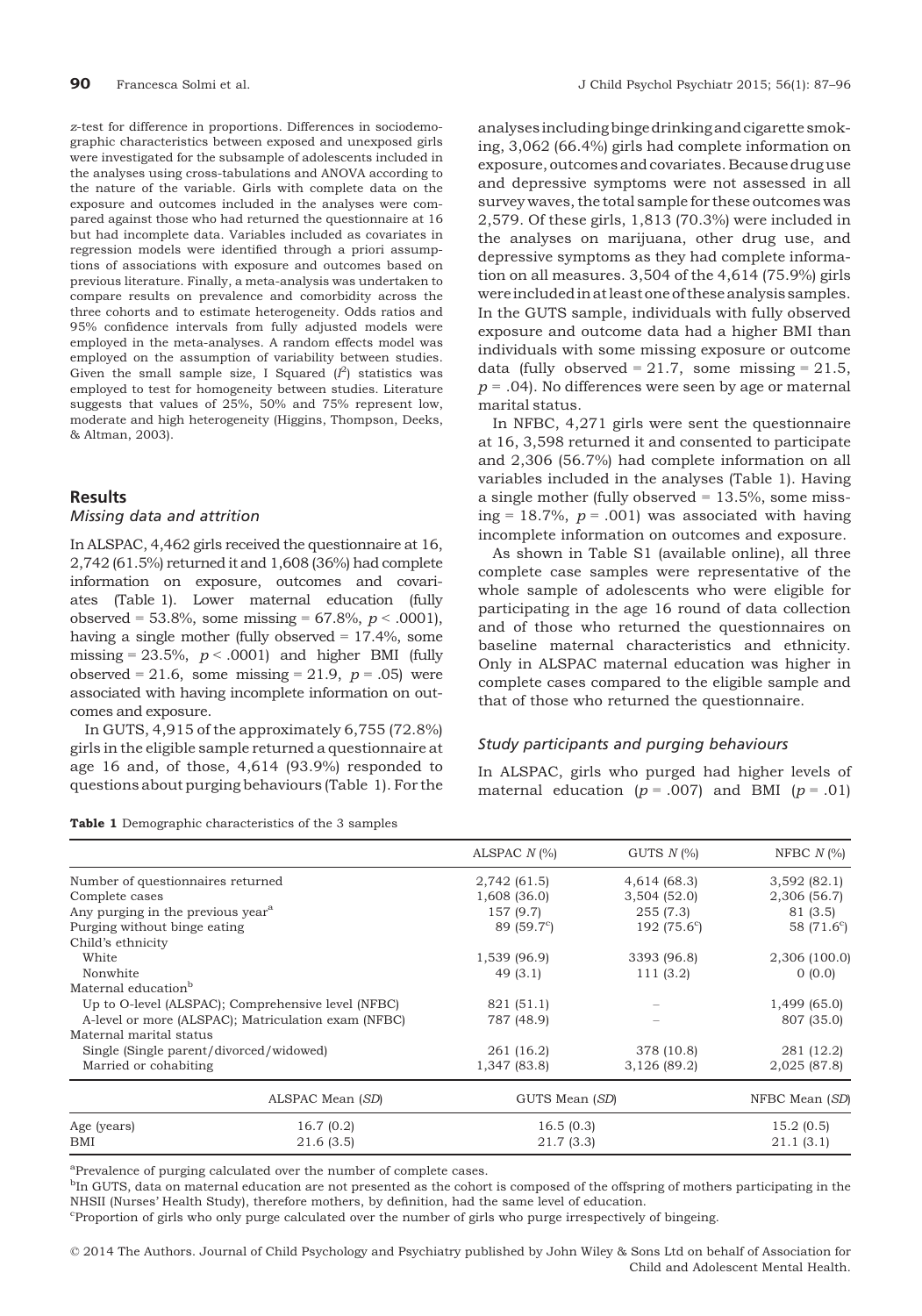z-test for difference in proportions. Differences in sociodemographic characteristics between exposed and unexposed girls were investigated for the subsample of adolescents included in the analyses using cross-tabulations and ANOVA according to the nature of the variable. Girls with complete data on the exposure and outcomes included in the analyses were compared against those who had returned the questionnaire at 16 but had incomplete data. Variables included as covariates in regression models were identified through a priori assumptions of associations with exposure and outcomes based on previous literature. Finally, a meta-analysis was undertaken to compare results on prevalence and comorbidity across the three cohorts and to estimate heterogeneity. Odds ratios and 95% confidence intervals from fully adjusted models were employed in the meta-analyses. A random effects model was employed on the assumption of variability between studies. Given the small sample size, I Squared ($I^2$) statistics was employed to test for homogeneity between studies. Literature suggests that values of 25%, 50% and 75% represent low, moderate and high heterogeneity (Higgins, Thompson, Deeks, & Altman, 2003).

## Results

### Missing data and attrition

In ALSPAC, 4,462 girls received the questionnaire at 16, 2,742 (61.5%) returned it and 1,608 (36%) had complete information on exposure, outcomes and covariates (Table 1). Lower maternal education (fully observed = 53.8%, some missing = 67.8%, $p < .0001$), having a single mother (fully observed = 17.4%, some missing = 23.5%, $p < .0001$) and higher BMI (fully observed = 21.6, some missing = 21.9, $p = .05$) were associated with having incomplete information on outcomes and exposure.

In GUTS, 4,915 of the approximately 6,755 (72.8%) girls in the eligible sample returned a questionnaire at age 16 and, of those, 4,614 (93.9%) responded to questions about purging behaviours (Table 1). For the analyses including binge drinking and cigarette smoking, 3,062 (66.4%) girls had complete information on exposure, outcomes and covariates. Because drug use and depressive symptoms were not assessed in all survey waves, the total sample for these outcomes was 2,579. Of these girls, 1,813 (70.3%) were included in the analyses on marijuana, other drug use, and depressive symptoms as they had complete information on all measures. 3,504 of the 4,614 (75.9%) girls were included in at least one of these analysis samples. In the GUTS sample, individuals with fully observed exposure and outcome data had a higher BMI than individuals with some missing exposure or outcome data (fully observed = 21.7, some missing = 21.5, $p = .04$). No differences were seen by age or maternal marital status.

In NFBC, 4,271 girls were sent the questionnaire at 16, 3,598 returned it and consented to participate and 2,306 (56.7%) had complete information on all variables included in the analyses (Table 1). Having a single mother (fully observed = 13.5%, some missing = 18.7%, $p = .001$) was associated with having incomplete information on outcomes and exposure.

As shown in Table S1 (available online), all three complete case samples were representative of the whole sample of adolescents who were eligible for participating in the age 16 round of data collection and of those who returned the questionnaires on baseline maternal characteristics and ethnicity. Only in ALSPAC maternal education was higher in complete cases compared to the eligible sample and that of those who returned the questionnaire.

### Study participants and purging behaviours

In ALSPAC, girls who purged had higher levels of maternal education ($p = .007$) and BMI ($p = .01$)

**Table 1** Demographic characteristics of the 3 samples

| | ALSPAC $N$ (%) | GUTS $N$ (%) | NFBC $N$ (%) |
|---|---|---|---|
| Number of questionnaires returned | 2,742 (61.5) | 4,614 (68.3) | 3,592 (82.1) |
| Complete cases | 1,608 (36.0) | 3,504 (52.0) | 2,306 (56.7) |
| Any purging in the previous year[a] | 157 (9.7) | 255 (7.3) | 81 (3.5) |
| Purging without binge eating | 89 (59.7[c]) | 192 (75.6[c]) | 58 (71.6[c]) |
| Child's ethnicity | | | |
| White | 1,539 (96.9) | 3393 (96.8) | 2,306 (100.0) |
| Nonwhite | 49 (3.1) | 111 (3.2) | 0 (0.0) |
| Maternal education[b] | | | |
| Up to O-level (ALSPAC); Comprehensive level (NFBC) | 821 (51.1) | – | 1,499 (65.0) |
| A-level or more (ALSPAC); Matriculation exam (NFBC) | 787 (48.9) | – | 807 (35.0) |
| Maternal marital status | | | |
| Single (Single parent/divorced/widowed) | 261 (16.2) | 378 (10.8) | 281 (12.2) |
| Married or cohabiting | 1,347 (83.8) | 3,126 (89.2) | 2,025 (87.8) |
| | **ALSPAC Mean (SD)** | **GUTS Mean (SD)** | **NFBC Mean (SD)** |
| Age (years) | 16.7 (0.2) | 16.5 (0.3) | 15.2 (0.5) |
| BMI | 21.6 (3.5) | 21.7 (3.3) | 21.1 (3.1) |

[a]Prevalence of purging calculated over the number of complete cases.
[b]In GUTS, data on maternal education are not presented as the cohort is composed of the offspring of mothers participating in the NHSII (Nurses' Health Study), therefore mothers, by definition, had the same level of education.
[c]Proportion of girls who only purge calculated over the number of girls who purge irrespectively of bingeing.

© 2014 The Authors. Journal of Child Psychology and Psychiatry published by John Wiley & Sons Ltd on behalf of Association for Child and Adolescent Mental Health.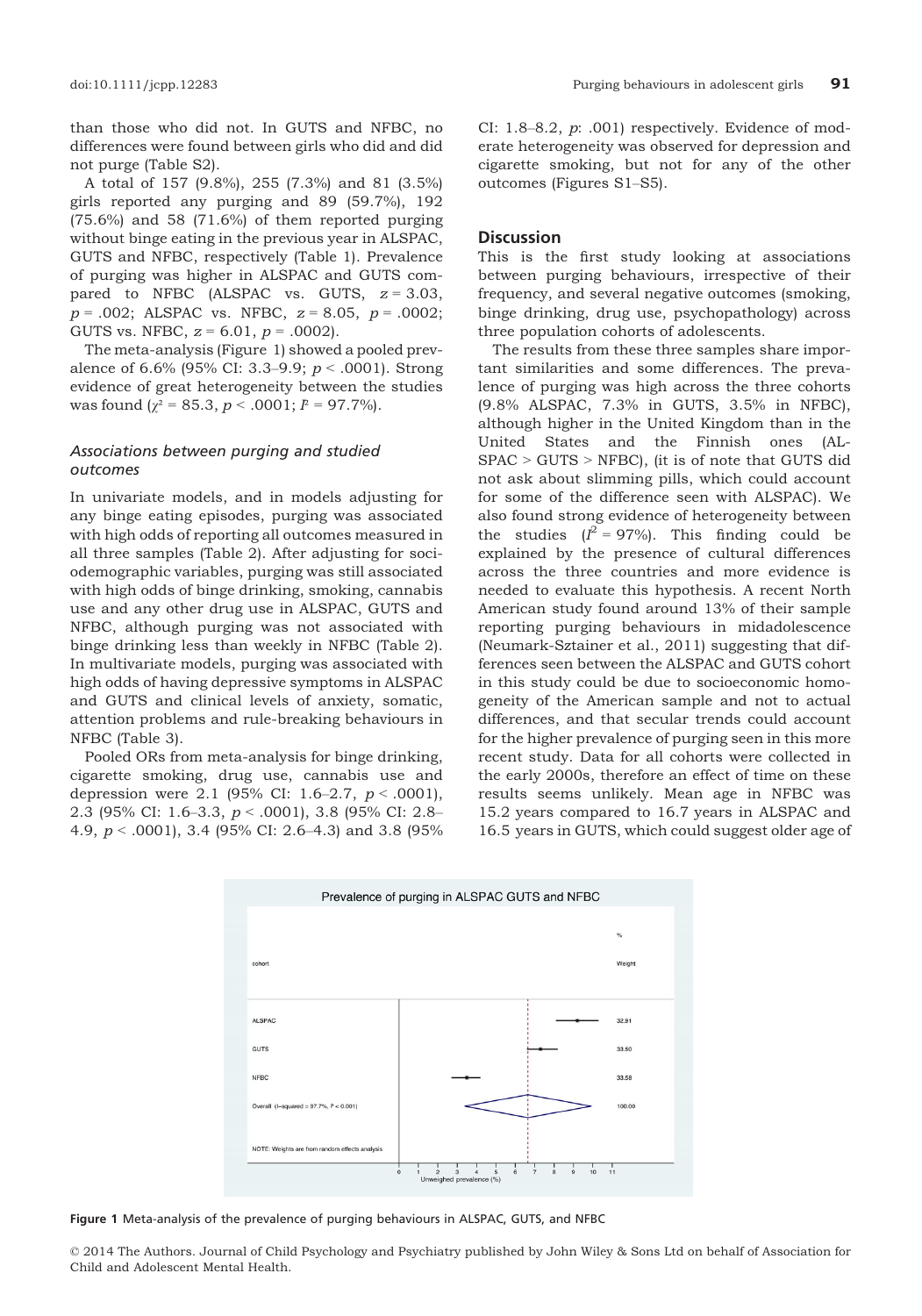than those who did not. In GUTS and NFBC, no differences were found between girls who did and did not purge (Table S2).

A total of 157 (9.8%), 255 (7.3%) and 81 (3.5%) girls reported any purging and 89 (59.7%), 192 (75.6%) and 58 (71.6%) of them reported purging without binge eating in the previous year in ALSPAC, GUTS and NFBC, respectively (Table 1). Prevalence of purging was higher in ALSPAC and GUTS compared to NFBC (ALSPAC vs. GUTS, $z = 3.03$, $p = .002$; ALSPAC vs. NFBC, $z = 8.05$, $p = .0002$; GUTS vs. NFBC, $z = 6.01$, $p = .0002$).

The meta-analysis (Figure 1) showed a pooled prevalence of 6.6% (95% CI: 3.3–9.9; $p < .0001$). Strong evidence of great heterogeneity between the studies was found ($\chi^2 = 85.3$, $p < .0001$; $I^2 = 97.7\%$).

### *Associations between purging and studied outcomes*

In univariate models, and in models adjusting for any binge eating episodes, purging was associated with high odds of reporting all outcomes measured in all three samples (Table 2). After adjusting for sociodemographic variables, purging was still associated with high odds of binge drinking, smoking, cannabis use and any other drug use in ALSPAC, GUTS and NFBC, although purging was not associated with binge drinking less than weekly in NFBC (Table 2). In multivariate models, purging was associated with high odds of having depressive symptoms in ALSPAC and GUTS and clinical levels of anxiety, somatic, attention problems and rule-breaking behaviours in NFBC (Table 3).

Pooled ORs from meta-analysis for binge drinking, cigarette smoking, drug use, cannabis use and depression were 2.1 (95% CI: 1.6–2.7, $p < .0001$), 2.3 (95% CI: 1.6–3.3, $p < .0001$), 3.8 (95% CI: 2.8–4.9, $p < .0001$), 3.4 (95% CI: 2.6–4.3) and 3.8 (95% CI: 1.8–8.2, $p$: .001) respectively. Evidence of moderate heterogeneity was observed for depression and cigarette smoking, but not for any of the other outcomes (Figures S1–S5).

## Discussion

This is the first study looking at associations between purging behaviours, irrespective of their frequency, and several negative outcomes (smoking, binge drinking, drug use, psychopathology) across three population cohorts of adolescents.

The results from these three samples share important similarities and some differences. The prevalence of purging was high across the three cohorts (9.8% ALSPAC, 7.3% in GUTS, 3.5% in NFBC), although higher in the United Kingdom than in the United States and the Finnish ones (ALSPAC > GUTS > NFBC), (it is of note that GUTS did not ask about slimming pills, which could account for some of the difference seen with ALSPAC). We also found strong evidence of heterogeneity between the studies ($I^2 = 97\%$). This finding could be explained by the presence of cultural differences across the three countries and more evidence is needed to evaluate this hypothesis. A recent North American study found around 13% of their sample reporting purging behaviours in midadolescence (Neumark-Sztainer et al., 2011) suggesting that differences seen between the ALSPAC and GUTS cohort in this study could be due to socioeconomic homogeneity of the American sample and not to actual differences, and that secular trends could account for the higher prevalence of purging seen in this more recent study. Data for all cohorts were collected in the early 2000s, therefore an effect of time on these results seems unlikely. Mean age in NFBC was 15.2 years compared to 16.7 years in ALSPAC and 16.5 years in GUTS, which could suggest older age of

**Figure 1** Meta-analysis of the prevalence of purging behaviours in ALSPAC, GUTS, and NFBC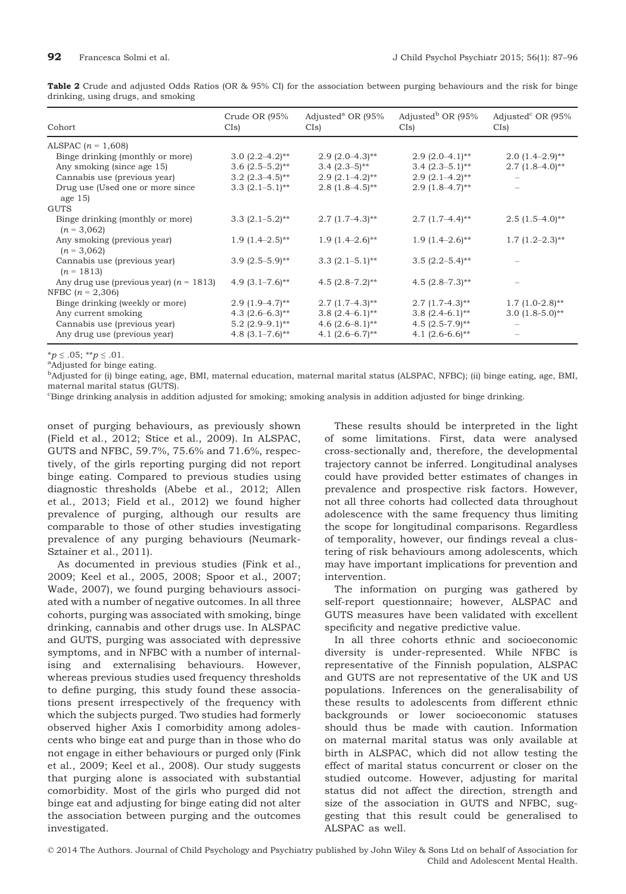**Table 2** Crude and adjusted Odds Ratios (OR & 95% CI) for the association between purging behaviours and the risk for binge drinking, using drugs, and smoking

| Cohort | Crude OR (95% CIs) | Adjusted[a] OR (95% CIs) | Adjusted[b] OR (95% CIs) | Adjusted[c] OR (95% CIs) |
|---|---|---|---|---|
| ALSPAC ($n$ = 1,608) | | | | |
| Binge drinking (monthly or more) | 3.0 (2.2–4.2)** | 2.9 (2.0–4.3)** | 2.9 (2.0–4.1)** | 2.0 (1.4–2.9)** |
| Any smoking (since age 15) | 3.6 (2.5–5.2)** | 3.4 (2.3–5)** | 3.4 (2.3–5.1)** | 2.7 (1.8–4.0)** |
| Cannabis use (previous year) | 3.2 (2.3–4.5)** | 2.9 (2.1–4.2)** | 2.9 (2.1–4.2)** | – |
| Drug use (Used one or more since age 15) | 3.3 (2.1–5.1)** | 2.8 (1.8–4.5)** | 2.9 (1.8–4.7)** | – |
| GUTS | | | | |
| Binge drinking (monthly or more) ($n$ = 3,062) | 3.3 (2.1–5.2)** | 2.7 (1.7–4.3)** | 2.7 (1.7–4.4)** | 2.5 (1.5–4.0)** |
| Any smoking (previous year) ($n$ = 3,062) | 1.9 (1.4–2.5)** | 1.9 (1.4–2.6)** | 1.9 (1.4–2.6)** | 1.7 (1.2–2.3)** |
| Cannabis use (previous year) ($n$ = 1813) | 3.9 (2.5–5.9)** | 3.3 (2.1–5.1)** | 3.5 (2.2–5.4)** | – |
| Any drug use (previous year) ($n$ = 1813) | 4.9 (3.1–7.6)** | 4.5 (2.8–7.2)** | 4.5 (2.8–7.3)** | – |
| NFBC ($n$ = 2,306) | | | | |
| Binge drinking (weekly or more) | 2.9 (1.9–4.7)** | 2.7 (1.7–4.3)** | 2.7 (1.7–4.3)** | 1.7 (1.0–2.8)** |
| Any current smoking | 4.3 (2.6–6.3)** | 3.8 (2.4–6.1)** | 3.8 (2.4–6.1)** | 3.0 (1.8-5.0)** |
| Cannabis use (previous year) | 5.2 (2.9–9.1)** | 4.6 (2.6–8.1)** | 4.5 (2.5–7.9)** | – |
| Any drug use (previous year) | 4.8 (3.1–7.6)** | 4.1 (2.6–6.7)** | 4.1 (2.6-6.6)** | – |

*$p \leq .05$; **$p \leq .01$.
[a]Adjusted for binge eating.
[b]Adjusted for (i) binge eating, age, BMI, maternal education, maternal marital status (ALSPAC, NFBC); (ii) binge eating, age, BMI, maternal marital status (GUTS).
[c]Binge drinking analysis in addition adjusted for smoking; smoking analysis in addition adjusted for binge drinking.

onset of purging behaviours, as previously shown (Field et al., 2012; Stice et al., 2009). In ALSPAC, GUTS and NFBC, 59.7%, 75.6% and 71.6%, respectively, of the girls reporting purging did not report binge eating. Compared to previous studies using diagnostic thresholds (Abebe et al., 2012; Allen et al., 2013; Field et al., 2012) we found higher prevalence of purging, although our results are comparable to those of other studies investigating prevalence of any purging behaviours (Neumark-Sztainer et al., 2011).

As documented in previous studies (Fink et al., 2009; Keel et al., 2005, 2008; Spoor et al., 2007; Wade, 2007), we found purging behaviours associated with a number of negative outcomes. In all three cohorts, purging was associated with smoking, binge drinking, cannabis and other drugs use. In ALSPAC and GUTS, purging was associated with depressive symptoms, and in NFBC with a number of internalising and externalising behaviours. However, whereas previous studies used frequency thresholds to define purging, this study found these associations present irrespectively of the frequency with which the subjects purged. Two studies had formerly observed higher Axis I comorbidity among adolescents who binge eat and purge than in those who do not engage in either behaviours or purged only (Fink et al., 2009; Keel et al., 2008). Our study suggests that purging alone is associated with substantial comorbidity. Most of the girls who purged did not binge eat and adjusting for binge eating did not alter the association between purging and the outcomes investigated.

These results should be interpreted in the light of some limitations. First, data were analysed cross-sectionally and, therefore, the developmental trajectory cannot be inferred. Longitudinal analyses could have provided better estimates of changes in prevalence and prospective risk factors. However, not all three cohorts had collected data throughout adolescence with the same frequency thus limiting the scope for longitudinal comparisons. Regardless of temporality, however, our findings reveal a clustering of risk behaviours among adolescents, which may have important implications for prevention and intervention.

The information on purging was gathered by self-report questionnaire; however, ALSPAC and GUTS measures have been validated with excellent specificity and negative predictive value.

In all three cohorts ethnic and socioeconomic diversity is under-represented. While NFBC is representative of the Finnish population, ALSPAC and GUTS are not representative of the UK and US populations. Inferences on the generalisability of these results to adolescents from different ethnic backgrounds or lower socioeconomic statuses should thus be made with caution. Information on maternal marital status was only available at birth in ALSPAC, which did not allow testing the effect of marital status concurrent or closer on the studied outcome. However, adjusting for marital status did not affect the direction, strength and size of the association in GUTS and NFBC, suggesting that this result could be generalised to ALSPAC as well.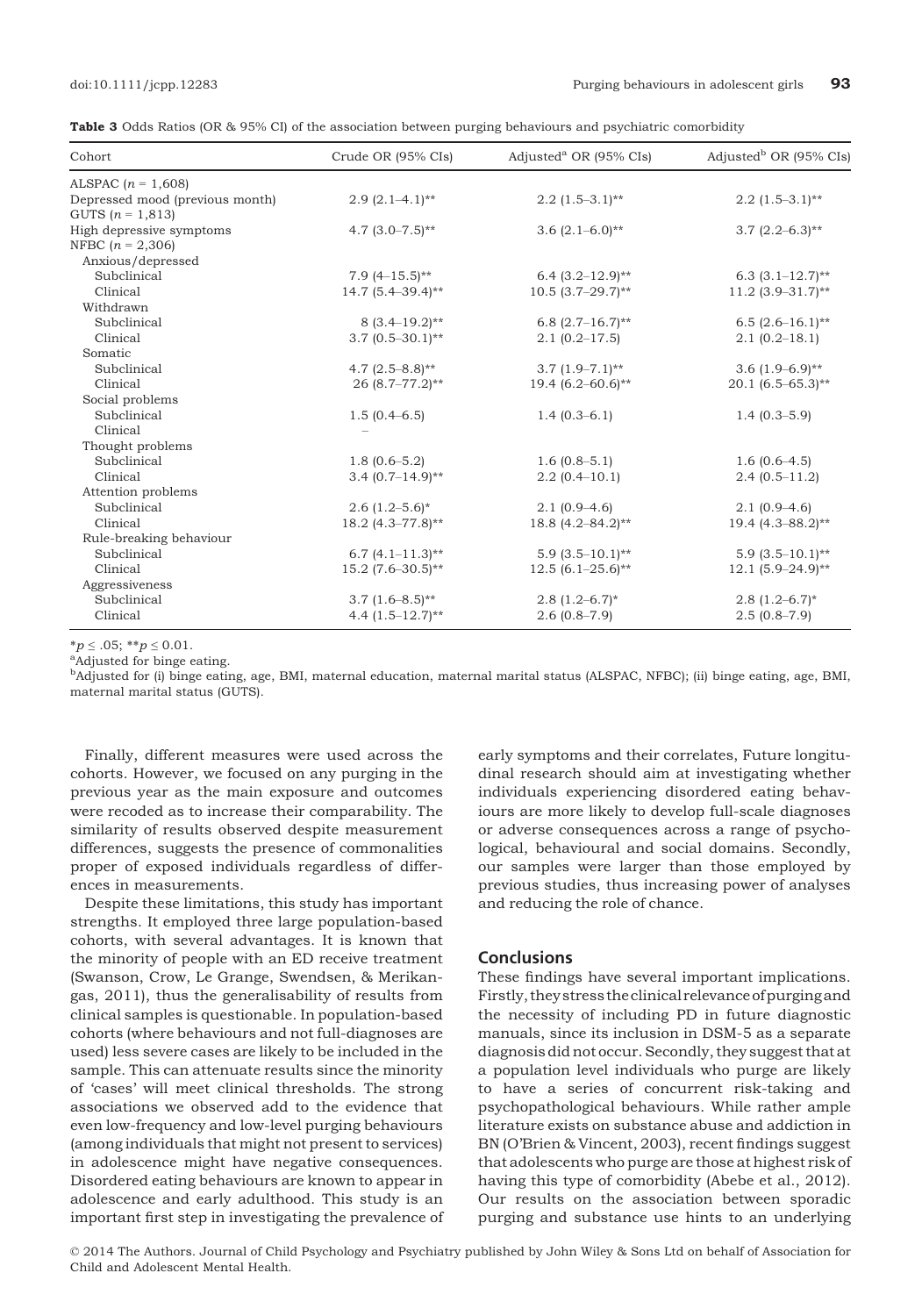**Table 3** Odds Ratios (OR & 95% CI) of the association between purging behaviours and psychiatric comorbidity

| Cohort | Crude OR (95% CIs) | Adjusted[a] OR (95% CIs) | Adjusted[b] OR (95% CIs) |
|---|---|---|---|
| ALSPAC ($n$ = 1,608) | | | |
| Depressed mood (previous month) | 2.9 (2.1–4.1)** | 2.2 (1.5–3.1)** | 2.2 (1.5–3.1)** |
| GUTS ($n$ = 1,813) | | | |
| High depressive symptoms | 4.7 (3.0–7.5)** | 3.6 (2.1–6.0)** | 3.7 (2.2–6.3)** |
| NFBC ($n$ = 2,306) | | | |
| Anxious/depressed | | | |
| Subclinical | 7.9 (4–15.5)** | 6.4 (3.2–12.9)** | 6.3 (3.1–12.7)** |
| Clinical | 14.7 (5.4–39.4)** | 10.5 (3.7–29.7)** | 11.2 (3.9–31.7)** |
| Withdrawn | | | |
| Subclinical | 8 (3.4–19.2)** | 6.8 (2.7–16.7)** | 6.5 (2.6–16.1)** |
| Clinical | 3.7 (0.5–30.1)** | 2.1 (0.2–17.5) | 2.1 (0.2–18.1) |
| Somatic | | | |
| Subclinical | 4.7 (2.5–8.8)** | 3.7 (1.9–7.1)** | 3.6 (1.9–6.9)** |
| Clinical | 26 (8.7–77.2)** | 19.4 (6.2–60.6)** | 20.1 (6.5–65.3)** |
| Social problems | | | |
| Subclinical | 1.5 (0.4–6.5) | 1.4 (0.3–6.1) | 1.4 (0.3–5.9) |
| Clinical | – | | |
| Thought problems | | | |
| Subclinical | 1.8 (0.6–5.2) | 1.6 (0.8–5.1) | 1.6 (0.6–4.5) |
| Clinical | 3.4 (0.7–14.9)** | 2.2 (0.4–10.1) | 2.4 (0.5–11.2) |
| Attention problems | | | |
| Subclinical | 2.6 (1.2–5.6)* | 2.1 (0.9–4.6) | 2.1 (0.9–4.6) |
| Clinical | 18.2 (4.3–77.8)** | 18.8 (4.2–84.2)** | 19.4 (4.3–88.2)** |
| Rule-breaking behaviour | | | |
| Subclinical | 6.7 (4.1–11.3)** | 5.9 (3.5–10.1)** | 5.9 (3.5–10.1)** |
| Clinical | 15.2 (7.6–30.5)** | 12.5 (6.1–25.6)** | 12.1 (5.9–24.9)** |
| Aggressiveness | | | |
| Subclinical | 3.7 (1.6–8.5)** | 2.8 (1.2–6.7)* | 2.8 (1.2–6.7)* |
| Clinical | 4.4 (1.5–12.7)** | 2.6 (0.8–7.9) | 2.5 (0.8–7.9) |

*$p \leq .05$; **$p \leq 0.01$.

[a]Adjusted for binge eating.

[b]Adjusted for (i) binge eating, age, BMI, maternal education, maternal marital status (ALSPAC, NFBC); (ii) binge eating, age, BMI, maternal marital status (GUTS).

Finally, different measures were used across the cohorts. However, we focused on any purging in the previous year as the main exposure and outcomes were recoded as to increase their comparability. The similarity of results observed despite measurement differences, suggests the presence of commonalities proper of exposed individuals regardless of differences in measurements.

Despite these limitations, this study has important strengths. It employed three large population-based cohorts, with several advantages. It is known that the minority of people with an ED receive treatment (Swanson, Crow, Le Grange, Swendsen, & Merikangas, 2011), thus the generalisability of results from clinical samples is questionable. In population-based cohorts (where behaviours and not full-diagnoses are used) less severe cases are likely to be included in the sample. This can attenuate results since the minority of 'cases' will meet clinical thresholds. The strong associations we observed add to the evidence that even low-frequency and low-level purging behaviours (among individuals that might not present to services) in adolescence might have negative consequences. Disordered eating behaviours are known to appear in adolescence and early adulthood. This study is an important first step in investigating the prevalence of early symptoms and their correlates, Future longitudinal research should aim at investigating whether individuals experiencing disordered eating behaviours are more likely to develop full-scale diagnoses or adverse consequences across a range of psychological, behavioural and social domains. Secondly, our samples were larger than those employed by previous studies, thus increasing power of analyses and reducing the role of chance.

## Conclusions

These findings have several important implications. Firstly, they stress the clinical relevance of purging and the necessity of including PD in future diagnostic manuals, since its inclusion in DSM-5 as a separate diagnosis did not occur. Secondly, they suggest that at a population level individuals who purge are likely to have a series of concurrent risk-taking and psychopathological behaviours. While rather ample literature exists on substance abuse and addiction in BN (O'Brien & Vincent, 2003), recent findings suggest that adolescents who purge are those at highest risk of having this type of comorbidity (Abebe et al., 2012). Our results on the association between sporadic purging and substance use hints to an underlying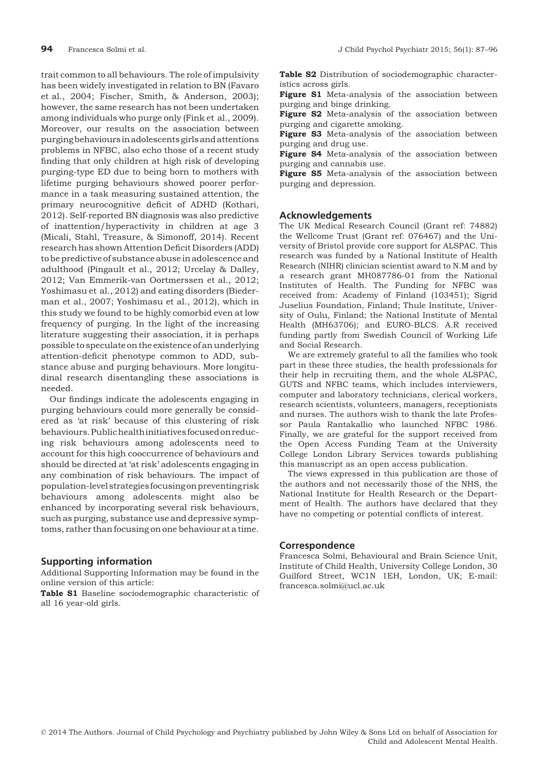trait common to all behaviours. The role of impulsivity has been widely investigated in relation to BN (Favaro et al., 2004; Fischer, Smith, & Anderson, 2003); however, the same research has not been undertaken among individuals who purge only (Fink et al., 2009). Moreover, our results on the association between purging behaviours in adolescents girls and attentions problems in NFBC, also echo those of a recent study finding that only children at high risk of developing purging-type ED due to being born to mothers with lifetime purging behaviours showed poorer performance in a task measuring sustained attention, the primary neurocognitive deficit of ADHD (Kothari, 2012). Self-reported BN diagnosis was also predictive of inattention/hyperactivity in children at age 3 (Micali, Stahl, Treasure, & Simonoff, 2014). Recent research has shown Attention Deficit Disorders (ADD) to be predictive of substance abuse in adolescence and adulthood (Pingault et al., 2012; Urcelay & Dalley, 2012; Van Emmerik-van Oortmerssen et al., 2012; Yoshimasu et al., 2012) and eating disorders (Biederman et al., 2007; Yoshimasu et al., 2012), which in this study we found to be highly comorbid even at low frequency of purging. In the light of the increasing literature suggesting their association, it is perhaps possible to speculate on the existence of an underlying attention-deficit phenotype common to ADD, substance abuse and purging behaviours. More longitudinal research disentangling these associations is needed.

Our findings indicate the adolescents engaging in purging behaviours could more generally be considered as 'at risk' because of this clustering of risk behaviours. Public health initiatives focused on reducing risk behaviours among adolescents need to account for this high cooccurrence of behaviours and should be directed at 'at risk' adolescents engaging in any combination of risk behaviours. The impact of population-level strategies focusing on preventing risk behaviours among adolescents might also be enhanced by incorporating several risk behaviours, such as purging, substance use and depressive symptoms, rather than focusing on one behaviour at a time.

## Supporting information

Additional Supporting Information may be found in the online version of this article:

**Table S1** Baseline sociodemographic characteristic of all 16 year-old girls.

**Table S2** Distribution of sociodemographic characteristics across girls.

**Figure S1** Meta-analysis of the association between purging and binge drinking.

**Figure S2** Meta-analysis of the association between purging and cigarette smoking.

**Figure S3** Meta-analysis of the association between purging and drug use.

**Figure S4** Meta-analysis of the association between purging and cannabis use.

**Figure S5** Meta-analysis of the association between purging and depression.

## Acknowledgements

The UK Medical Research Council (Grant ref: 74882) the Wellcome Trust (Grant ref: 076467) and the University of Bristol provide core support for ALSPAC. This research was funded by a National Institute of Health Research (NIHR) clinician scientist award to N.M and by a research grant MH087786-01 from the National Institutes of Health. The Funding for NFBC was received from: Academy of Finland (103451); Sigrid Juselius Foundation, Finland; Thule Institute, University of Oulu, Finland; the National Institute of Mental Health (MH63706); and EURO-BLCS. A.R received funding partly from Swedish Council of Working Life and Social Research.

We are extremely grateful to all the families who took part in these three studies, the health professionals for their help in recruiting them, and the whole ALSPAC, GUTS and NFBC teams, which includes interviewers, computer and laboratory technicians, clerical workers, research scientists, volunteers, managers, receptionists and nurses. The authors wish to thank the late Professor Paula Rantakallio who launched NFBC 1986. Finally, we are grateful for the support received from the Open Access Funding Team at the University College London Library Services towards publishing this manuscript as an open access publication.

The views expressed in this publication are those of the authors and not necessarily those of the NHS, the National Institute for Health Research or the Department of Health. The authors have declared that they have no competing or potential conflicts of interest.

## Correspondence

Francesca Solmi, Behavioural and Brain Science Unit, Institute of Child Health, University College London, 30 Guilford Street, WC1N 1EH, London, UK; E-mail: francesca.solmi@ucl.ac.uk

© 2014 The Authors. Journal of Child Psychology and Psychiatry published by John Wiley & Sons Ltd on behalf of Association for Child and Adolescent Mental Health.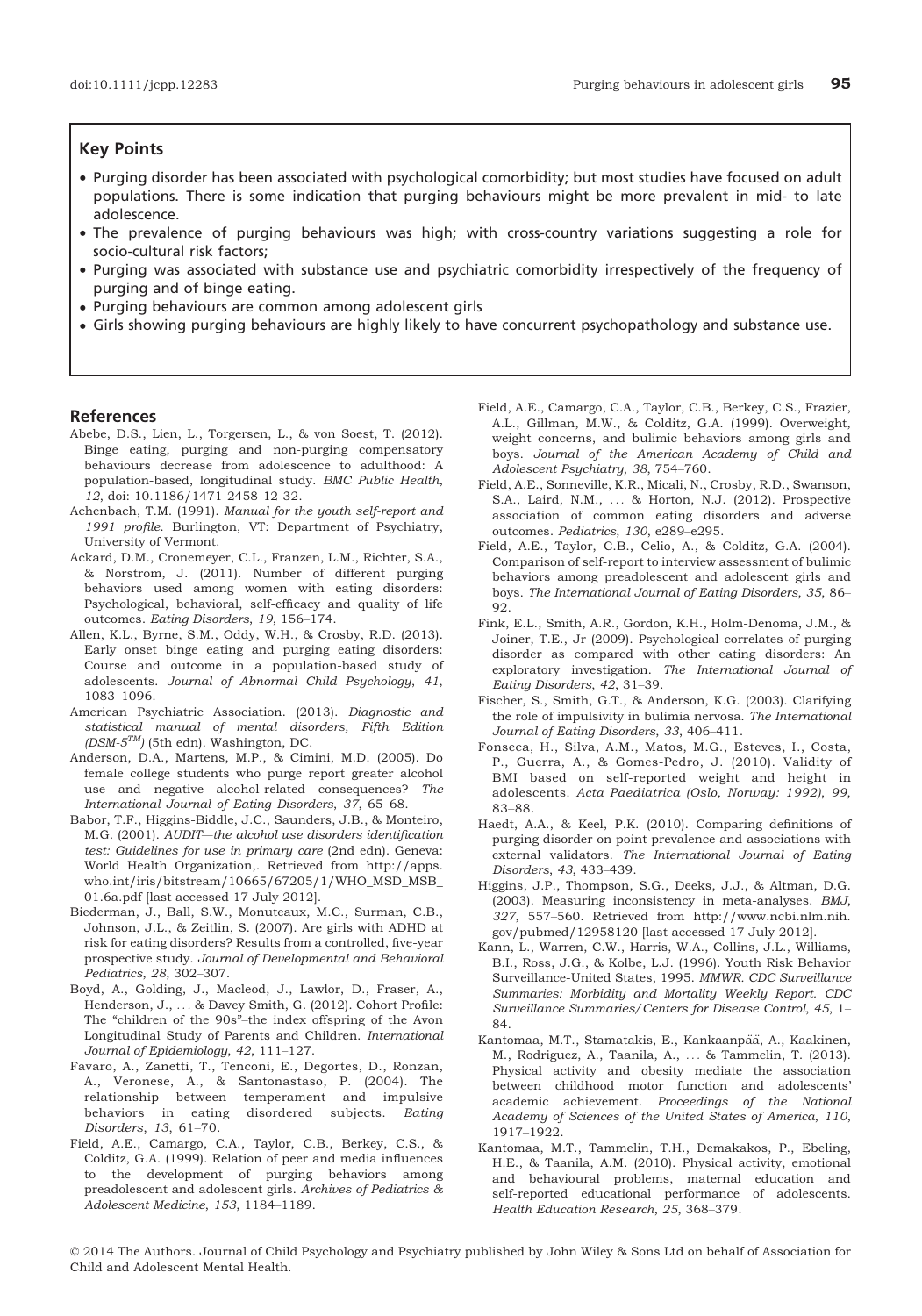## Key Points

- Purging disorder has been associated with psychological comorbidity; but most studies have focused on adult populations. There is some indication that purging behaviours might be more prevalent in mid- to late adolescence.
- The prevalence of purging behaviours was high; with cross-country variations suggesting a role for socio-cultural risk factors;
- Purging was associated with substance use and psychiatric comorbidity irrespectively of the frequency of purging and of binge eating.
- Purging behaviours are common among adolescent girls
- Girls showing purging behaviours are highly likely to have concurrent psychopathology and substance use.

## References

Abebe, D.S., Lien, L., Torgersen, L., & von Soest, T. (2012). Binge eating, purging and non-purging compensatory behaviours decrease from adolescence to adulthood: A population-based, longitudinal study. *BMC Public Health*, *12*, doi: 10.1186/1471-2458-12-32.

Achenbach, T.M. (1991). *Manual for the youth self-report and 1991 profile*. Burlington, VT: Department of Psychiatry, University of Vermont.

Ackard, D.M., Cronemeyer, C.L., Franzen, L.M., Richter, S.A., & Norstrom, J. (2011). Number of different purging behaviors used among women with eating disorders: Psychological, behavioral, self-efficacy and quality of life outcomes. *Eating Disorders*, *19*, 156–174.

Allen, K.L., Byrne, S.M., Oddy, W.H., & Crosby, R.D. (2013). Early onset binge eating and purging eating disorders: Course and outcome in a population-based study of adolescents. *Journal of Abnormal Child Psychology*, *41*, 1083–1096.

American Psychiatric Association. (2013). *Diagnostic and statistical manual of mental disorders, Fifth Edition (DSM-5™)* (5th edn). Washington, DC.

Anderson, D.A., Martens, M.P., & Cimini, M.D. (2005). Do female college students who purge report greater alcohol use and negative alcohol-related consequences? *The International Journal of Eating Disorders*, *37*, 65–68.

Babor, T.F., Higgins-Biddle, J.C., Saunders, J.B., & Monteiro, M.G. (2001). *AUDIT—the alcohol use disorders identification test: Guidelines for use in primary care* (2nd edn). Geneva: World Health Organization,. Retrieved from http://apps.who.int/iris/bitstream/10665/67205/1/WHO_MSD_MSB_01.6a.pdf [last accessed 17 July 2012].

Biederman, J., Ball, S.W., Monuteaux, M.C., Surman, C.B., Johnson, J.L., & Zeitlin, S. (2007). Are girls with ADHD at risk for eating disorders? Results from a controlled, five-year prospective study. *Journal of Developmental and Behavioral Pediatrics*, *28*, 302–307.

Boyd, A., Golding, J., Macleod, J., Lawlor, D., Fraser, A., Henderson, J., … & Davey Smith, G. (2012). Cohort Profile: The "children of the 90s"–the index offspring of the Avon Longitudinal Study of Parents and Children. *International Journal of Epidemiology*, *42*, 111–127.

Favaro, A., Zanetti, T., Tenconi, E., Degortes, D., Ronzan, A., Veronese, A., & Santonastaso, P. (2004). The relationship between temperament and impulsive behaviors in eating disordered subjects. *Eating Disorders*, *13*, 61–70.

Field, A.E., Camargo, C.A., Taylor, C.B., Berkey, C.S., & Colditz, G.A. (1999). Relation of peer and media influences to the development of purging behaviors among preadolescent and adolescent girls. *Archives of Pediatrics & Adolescent Medicine*, *153*, 1184–1189.

Field, A.E., Camargo, C.A., Taylor, C.B., Berkey, C.S., Frazier, A.L., Gillman, M.W., & Colditz, G.A. (1999). Overweight, weight concerns, and bulimic behaviors among girls and boys. *Journal of the American Academy of Child and Adolescent Psychiatry*, *38*, 754–760.

Field, A.E., Sonneville, K.R., Micali, N., Crosby, R.D., Swanson, S.A., Laird, N.M., … & Horton, N.J. (2012). Prospective association of common eating disorders and adverse outcomes. *Pediatrics*, *130*, e289–e295.

Field, A.E., Taylor, C.B., Celio, A., & Colditz, G.A. (2004). Comparison of self-report to interview assessment of bulimic behaviors among preadolescent and adolescent girls and boys. *The International Journal of Eating Disorders*, *35*, 86–92.

Fink, E.L., Smith, A.R., Gordon, K.H., Holm-Denoma, J.M., & Joiner, T.E., Jr (2009). Psychological correlates of purging disorder as compared with other eating disorders: An exploratory investigation. *The International Journal of Eating Disorders*, *42*, 31–39.

Fischer, S., Smith, G.T., & Anderson, K.G. (2003). Clarifying the role of impulsivity in bulimia nervosa. *The International Journal of Eating Disorders*, *33*, 406–411.

Fonseca, H., Silva, A.M., Matos, M.G., Esteves, I., Costa, P., Guerra, A., & Gomes-Pedro, J. (2010). Validity of BMI based on self-reported weight and height in adolescents. *Acta Paediatrica (Oslo, Norway: 1992)*, *99*, 83–88.

Haedt, A.A., & Keel, P.K. (2010). Comparing definitions of purging disorder on point prevalence and associations with external validators. *The International Journal of Eating Disorders*, *43*, 433–439.

Higgins, J.P., Thompson, S.G., Deeks, J.J., & Altman, D.G. (2003). Measuring inconsistency in meta-analyses. *BMJ*, *327*, 557–560. Retrieved from http://www.ncbi.nlm.nih.gov/pubmed/12958120 [last accessed 17 July 2012].

Kann, L., Warren, C.W., Harris, W.A., Collins, J.L., Williams, B.I., Ross, J.G., & Kolbe, L.J. (1996). Youth Risk Behavior Surveillance-United States, 1995. *MMWR. CDC Surveillance Summaries: Morbidity and Mortality Weekly Report. CDC Surveillance Summaries/Centers for Disease Control*, *45*, 1–84.

Kantomaa, M.T., Stamatakis, E., Kankaanpää, A., Kaakinen, M., Rodriguez, A., Taanila, A., … & Tammelin, T. (2013). Physical activity and obesity mediate the association between childhood motor function and adolescents' academic achievement. *Proceedings of the National Academy of Sciences of the United States of America*, *110*, 1917–1922.

Kantomaa, M.T., Tammelin, T.H., Demakakos, P., Ebeling, H.E., & Taanila, A.M. (2010). Physical activity, emotional and behavioural problems, maternal education and self-reported educational performance of adolescents. *Health Education Research*, *25*, 368–379.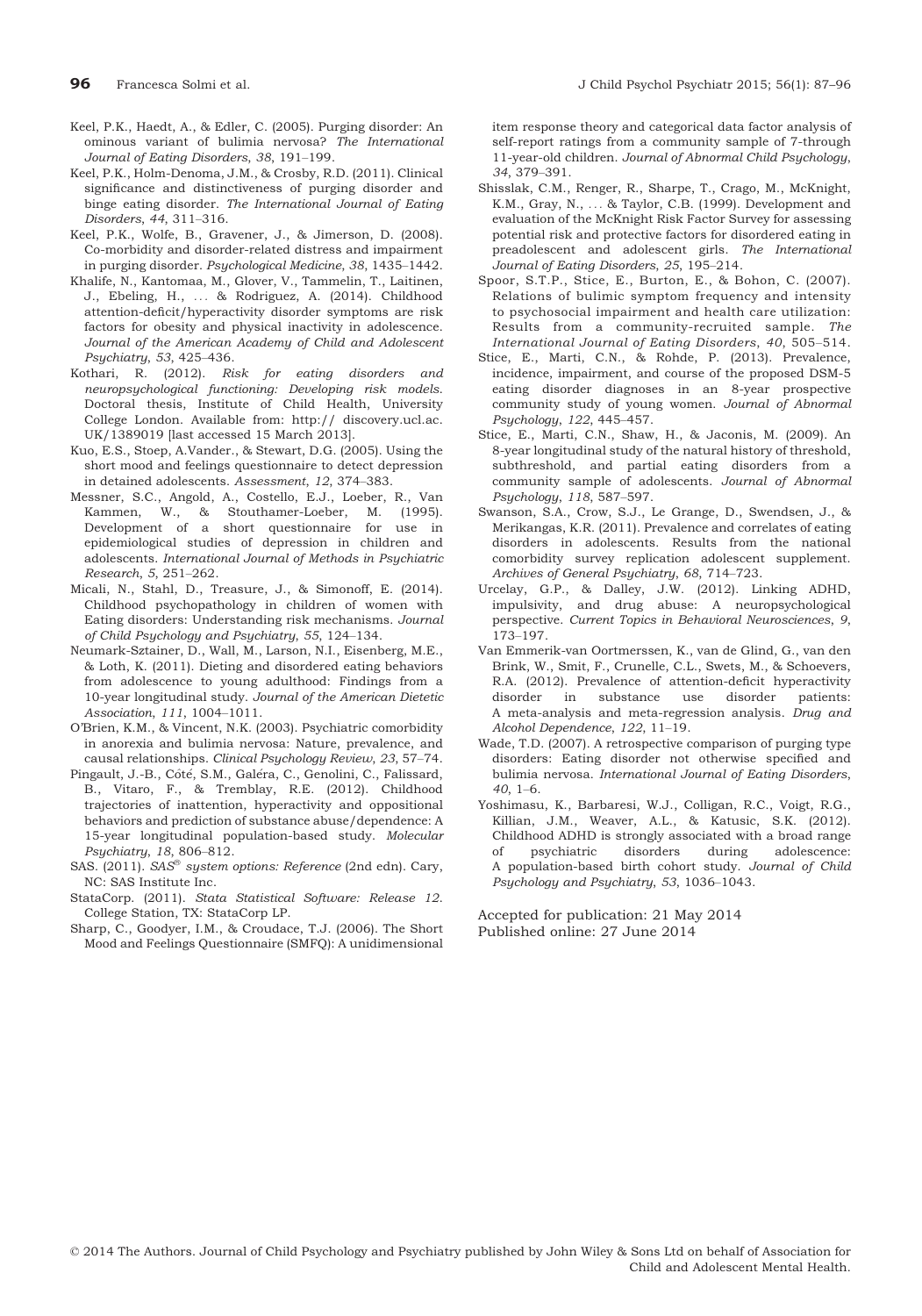Keel, P.K., Haedt, A., & Edler, C. (2005). Purging disorder: An ominous variant of bulimia nervosa? *The International Journal of Eating Disorders*, *38*, 191–199.

Keel, P.K., Holm-Denoma, J.M., & Crosby, R.D. (2011). Clinical significance and distinctiveness of purging disorder and binge eating disorder. *The International Journal of Eating Disorders*, *44*, 311–316.

Keel, P.K., Wolfe, B., Gravener, J., & Jimerson, D. (2008). Co-morbidity and disorder-related distress and impairment in purging disorder. *Psychological Medicine*, *38*, 1435–1442.

Khalife, N., Kantomaa, M., Glover, V., Tammelin, T., Laitinen, J., Ebeling, H., … & Rodriguez, A. (2014). Childhood attention-deficit/hyperactivity disorder symptoms are risk factors for obesity and physical inactivity in adolescence. *Journal of the American Academy of Child and Adolescent Psychiatry*, *53*, 425–436.

Kothari, R. (2012). *Risk for eating disorders and neuropsychological functioning: Developing risk models*. Doctoral thesis, Institute of Child Health, University College London. Available from: http:// discovery.ucl.ac. UK/1389019 [last accessed 15 March 2013].

Kuo, E.S., Stoep, A.Vander., & Stewart, D.G. (2005). Using the short mood and feelings questionnaire to detect depression in detained adolescents. *Assessment*, *12*, 374–383.

Messner, S.C., Angold, A., Costello, E.J., Loeber, R., Van Kammen, W., & Stouthamer-Loeber, M. (1995). Development of a short questionnaire for use in epidemiological studies of depression in children and adolescents. *International Journal of Methods in Psychiatric Research*, *5*, 251–262.

Micali, N., Stahl, D., Treasure, J., & Simonoff, E. (2014). Childhood psychopathology in children of women with Eating disorders: Understanding risk mechanisms. *Journal of Child Psychology and Psychiatry*, *55*, 124–134.

Neumark-Sztainer, D., Wall, M., Larson, N.I., Eisenberg, M.E., & Loth, K. (2011). Dieting and disordered eating behaviors from adolescence to young adulthood: Findings from a 10-year longitudinal study. *Journal of the American Dietetic Association*, *111*, 1004–1011.

O'Brien, K.M., & Vincent, N.K. (2003). Psychiatric comorbidity in anorexia and bulimia nervosa: Nature, prevalence, and causal relationships. *Clinical Psychology Review*, *23*, 57–74.

Pingault, J.-B., Côté, S.M., Galéra, C., Genolini, C., Falissard, B., Vitaro, F., & Tremblay, R.E. (2012). Childhood trajectories of inattention, hyperactivity and oppositional behaviors and prediction of substance abuse/dependence: A 15-year longitudinal population-based study. *Molecular Psychiatry*, *18*, 806–812.

SAS. (2011). *SAS® system options: Reference* (2nd edn). Cary, NC: SAS Institute Inc.

StataCorp. (2011). *Stata Statistical Software: Release 12*. College Station, TX: StataCorp LP.

Sharp, C., Goodyer, I.M., & Croudace, T.J. (2006). The Short Mood and Feelings Questionnaire (SMFQ): A unidimensional item response theory and categorical data factor analysis of self-report ratings from a community sample of 7-through 11-year-old children. *Journal of Abnormal Child Psychology*, *34*, 379–391.

Shisslak, C.M., Renger, R., Sharpe, T., Crago, M., McKnight, K.M., Gray, N., … & Taylor, C.B. (1999). Development and evaluation of the McKnight Risk Factor Survey for assessing potential risk and protective factors for disordered eating in preadolescent and adolescent girls. *The International Journal of Eating Disorders*, *25*, 195–214.

Spoor, S.T.P., Stice, E., Burton, E., & Bohon, C. (2007). Relations of bulimic symptom frequency and intensity to psychosocial impairment and health care utilization: Results from a community-recruited sample. *The International Journal of Eating Disorders*, *40*, 505–514.

Stice, E., Marti, C.N., & Rohde, P. (2013). Prevalence, incidence, impairment, and course of the proposed DSM-5 eating disorder diagnoses in an 8-year prospective community study of young women. *Journal of Abnormal Psychology*, *122*, 445–457.

Stice, E., Marti, C.N., Shaw, H., & Jaconis, M. (2009). An 8-year longitudinal study of the natural history of threshold, subthreshold, and partial eating disorders from a community sample of adolescents. *Journal of Abnormal Psychology*, *118*, 587–597.

Swanson, S.A., Crow, S.J., Le Grange, D., Swendsen, J., & Merikangas, K.R. (2011). Prevalence and correlates of eating disorders in adolescents. Results from the national comorbidity survey replication adolescent supplement. *Archives of General Psychiatry*, *68*, 714–723.

Urcelay, G.P., & Dalley, J.W. (2012). Linking ADHD, impulsivity, and drug abuse: A neuropsychological perspective. *Current Topics in Behavioral Neurosciences*, *9*, 173–197.

Van Emmerik-van Oortmerssen, K., van de Glind, G., van den Brink, W., Smit, F., Crunelle, C.L., Swets, M., & Schoevers, R.A. (2012). Prevalence of attention-deficit hyperactivity disorder in substance use disorder patients: A meta-analysis and meta-regression analysis. *Drug and Alcohol Dependence*, *122*, 11–19.

Wade, T.D. (2007). A retrospective comparison of purging type disorders: Eating disorder not otherwise specified and bulimia nervosa. *International Journal of Eating Disorders*, *40*, 1–6.

Yoshimasu, K., Barbaresi, W.J., Colligan, R.C., Voigt, R.G., Killian, J.M., Weaver, A.L., & Katusic, S.K. (2012). Childhood ADHD is strongly associated with a broad range of psychiatric disorders during adolescence: A population-based birth cohort study. *Journal of Child Psychology and Psychiatry*, *53*, 1036–1043.

Accepted for publication: 21 May 2014
Published online: 27 June 2014

© 2014 The Authors. Journal of Child Psychology and Psychiatry published by John Wiley & Sons Ltd on behalf of Association for Child and Adolescent Mental Health.